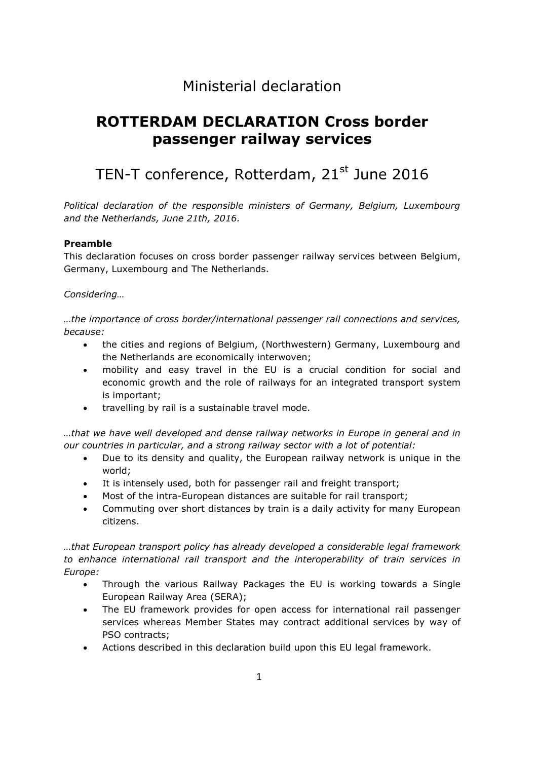# Ministerial declaration

# ROTTERDAM DECLARATION Cross border passenger railway services

## TEN-T conference, Rotterdam, 21st June 2016

*Political declaration of the responsible ministers of Germany, Belgium, Luxembourg and the Netherlands, June 21th, 2016.*

**Preamble**

This declaration focuses on cross border passenger railway services between Belgium, Germany, Luxembourg and The Netherlands.

*Considering…*

*…the importance of cross border/international passenger rail connections and services, because:*

- the cities and regions of Belgium, (Northwestern) Germany, Luxembourg and the Netherlands are economically interwoven;
- mobility and easy travel in the EU is a crucial condition for social and economic growth and the role of railways for an integrated transport system is important;
- travelling by rail is a sustainable travel mode.

*…that we have well developed and dense railway networks in Europe in general and in our countries in particular, and a strong railway sector with a lot of potential:*

- Due to its density and quality, the European railway network is unique in the world;
- It is intensely used, both for passenger rail and freight transport;
- Most of the intra-European distances are suitable for rail transport;
- Commuting over short distances by train is a daily activity for many European citizens.

*…that European transport policy has already developed a considerable legal framework to enhance international rail transport and the interoperability of train services in Europe:*

- Through the various Railway Packages the EU is working towards a Single European Railway Area (SERA);
- The EU framework provides for open access for international rail passenger services whereas Member States may contract additional services by way of PSO contracts;
- Actions described in this declaration build upon this EU legal framework.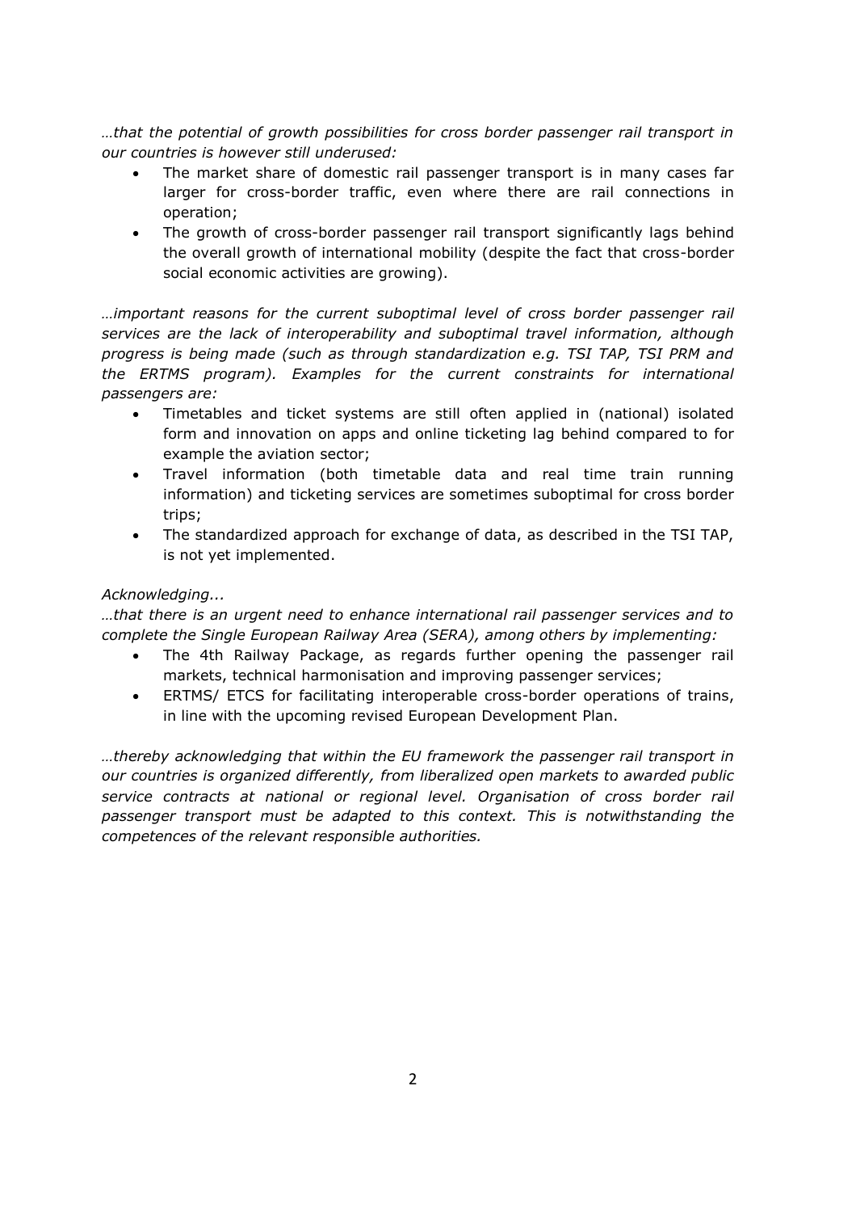*…that the potential of growth possibilities for cross border passenger rail transport in our countries is however still underused:*

- The market share of domestic rail passenger transport is in many cases far larger for cross-border traffic, even where there are rail connections in operation;
- The growth of cross-border passenger rail transport significantly lags behind the overall growth of international mobility (despite the fact that cross-border social economic activities are growing).

*…important reasons for the current suboptimal level of cross border passenger rail services are the lack of interoperability and suboptimal travel information, although progress is being made (such as through standardization e.g. TSI TAP, TSI PRM and the ERTMS program). Examples for the current constraints for international passengers are:*

- Timetables and ticket systems are still often applied in (national) isolated form and innovation on apps and online ticketing lag behind compared to for example the aviation sector;
- Travel information (both timetable data and real time train running information) and ticketing services are sometimes suboptimal for cross border trips;
- The standardized approach for exchange of data, as described in the TSI TAP, is not yet implemented.

*Acknowledging...*

*…that there is an urgent need to enhance international rail passenger services and to complete the Single European Railway Area (SERA), among others by implementing:*

- The 4th Railway Package, as regards further opening the passenger rail markets, technical harmonisation and improving passenger services;
- ERTMS/ ETCS for facilitating interoperable cross-border operations of trains, in line with the upcoming revised European Development Plan.

*…thereby acknowledging that within the EU framework the passenger rail transport in our countries is organized differently, from liberalized open markets to awarded public service contracts at national or regional level. Organisation of cross border rail passenger transport must be adapted to this context. This is notwithstanding the competences of the relevant responsible authorities.*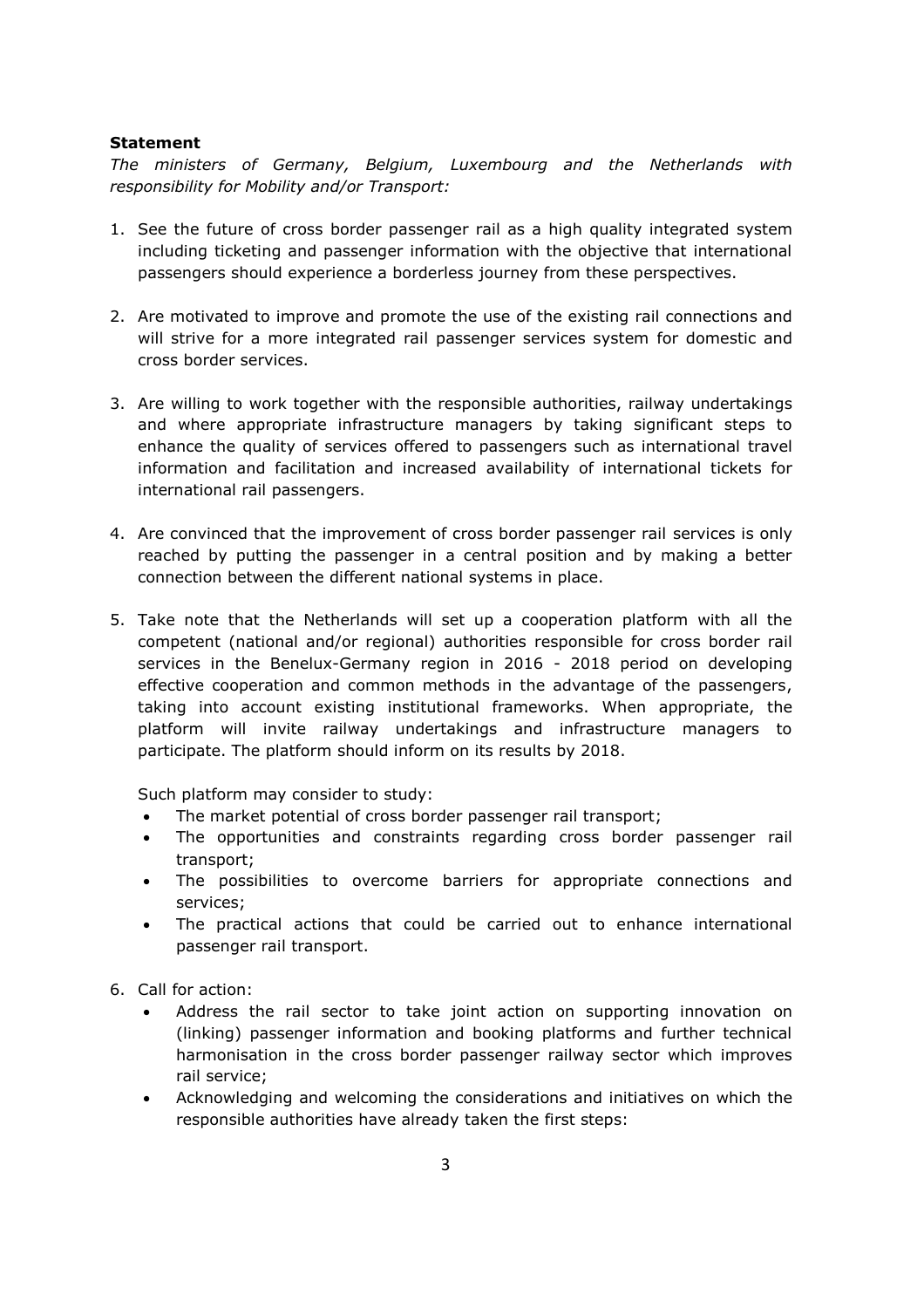**Statement**

*The ministers of Germany, Belgium, Luxembourg and the Netherlands with responsibility for Mobility and/or Transport:*

1. See the future of cross border passenger rail as a high quality integrated system including ticketing and passenger information with the objective that international passengers should experience a borderless journey from these perspectives.

2. Are motivated to improve and promote the use of the existing rail connections and will strive for a more integrated rail passenger services system for domestic and cross border services.

3. Are willing to work together with the responsible authorities, railway undertakings and where appropriate infrastructure managers by taking significant steps to enhance the quality of services offered to passengers such as international travel information and facilitation and increased availability of international tickets for international rail passengers.

4. Are convinced that the improvement of cross border passenger rail services is only reached by putting the passenger in a central position and by making a better connection between the different national systems in place.

5. Take note that the Netherlands will set up a cooperation platform with all the competent (national and/or regional) authorities responsible for cross border rail services in the Benelux-Germany region in 2016 - 2018 period on developing effective cooperation and common methods in the advantage of the passengers, taking into account existing institutional frameworks. When appropriate, the platform will invite railway undertakings and infrastructure managers to participate. The platform should inform on its results by 2018.

   Such platform may consider to study:
   - The market potential of cross border passenger rail transport;
   - The opportunities and constraints regarding cross border passenger rail transport;
   - The possibilities to overcome barriers for appropriate connections and services;
   - The practical actions that could be carried out to enhance international passenger rail transport.

6. Call for action:
   - Address the rail sector to take joint action on supporting innovation on (linking) passenger information and booking platforms and further technical harmonisation in the cross border passenger railway sector which improves rail service;
   - Acknowledging and welcoming the considerations and initiatives on which the responsible authorities have already taken the first steps: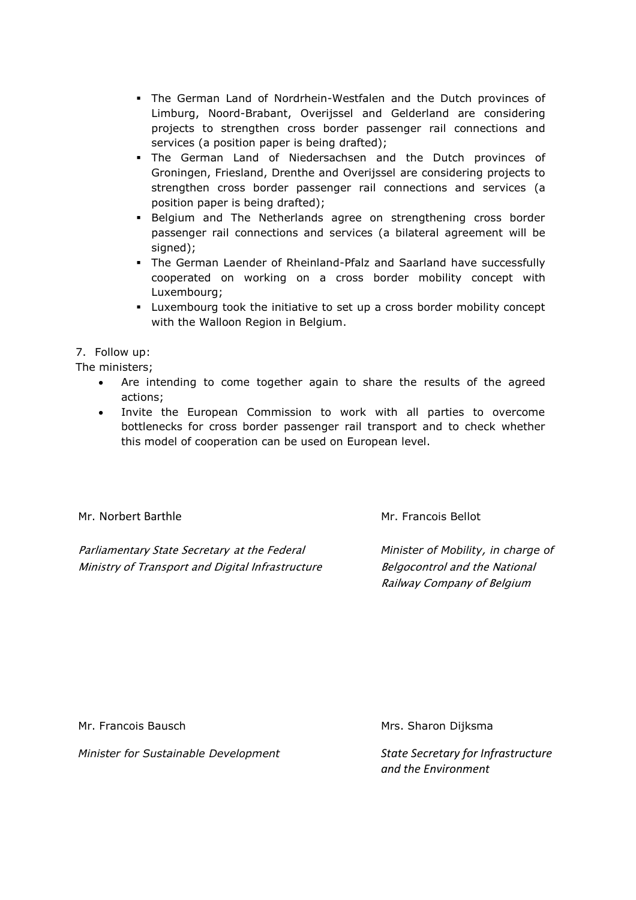- The German Land of Nordrhein-Westfalen and the Dutch provinces of Limburg, Noord-Brabant, Overijssel and Gelderland are considering projects to strengthen cross border passenger rail connections and services (a position paper is being drafted);
- The German Land of Niedersachsen and the Dutch provinces of Groningen, Friesland, Drenthe and Overijssel are considering projects to strengthen cross border passenger rail connections and services (a position paper is being drafted);
- Belgium and The Netherlands agree on strengthening cross border passenger rail connections and services (a bilateral agreement will be signed);
- The German Laender of Rheinland-Pfalz and Saarland have successfully cooperated on working on a cross border mobility concept with Luxembourg;
- Luxembourg took the initiative to set up a cross border mobility concept with the Walloon Region in Belgium.

7. Follow up:

The ministers;

- Are intending to come together again to share the results of the agreed actions;
- Invite the European Commission to work with all parties to overcome bottlenecks for cross border passenger rail transport and to check whether this model of cooperation can be used on European level.

Mr. Norbert Barthle

*Parliamentary State Secretary at the Federal Ministry of Transport and Digital Infrastructure*

Mr. Francois Bellot

*Minister of Mobility, in charge of Belgocontrol and the National Railway Company of Belgium*

Mr. Francois Bausch

*Minister for Sustainable Development*

Mrs. Sharon Dijksma

*State Secretary for Infrastructure and the Environment*